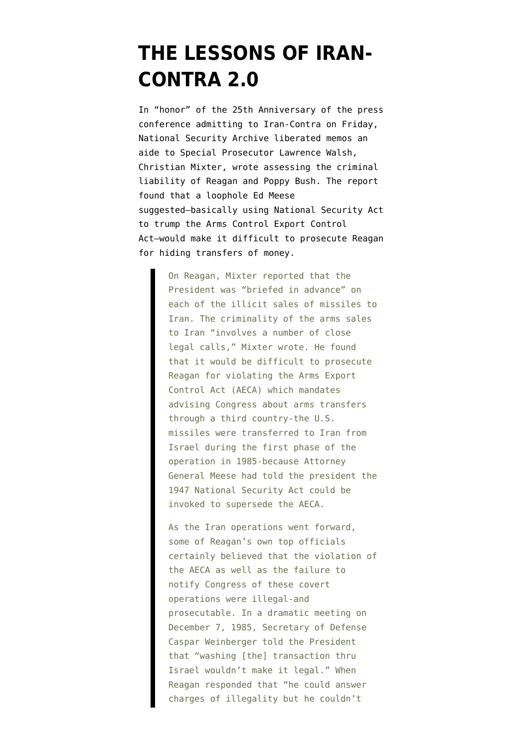# THE LESSONS OF IRAN-CONTRA 2.0

In "honor" of the 25th Anniversary of the press conference admitting to Iran-Contra on Friday, National Security Archive liberated memos an aide to Special Prosecutor Lawrence Walsh, Christian Mixter, wrote assessing the criminal liability of Reagan and Poppy Bush. The report found that a loophole Ed Meese suggested–basically using National Security Act to trump the Arms Control Export Control Act–would make it difficult to prosecute Reagan for hiding transfers of money.

> On Reagan, Mixter reported that the President was "briefed in advance" on each of the illicit sales of missiles to Iran. The criminality of the arms sales to Iran "involves a number of close legal calls," Mixter wrote. He found that it would be difficult to prosecute Reagan for violating the Arms Export Control Act (AECA) which mandates advising Congress about arms transfers through a third country-the U.S. missiles were transferred to Iran from Israel during the first phase of the operation in 1985-because Attorney General Meese had told the president the 1947 National Security Act could be invoked to supersede the AECA.
>
> As the Iran operations went forward, some of Reagan's own top officials certainly believed that the violation of the AECA as well as the failure to notify Congress of these covert operations were illegal-and prosecutable. In a dramatic meeting on December 7, 1985, Secretary of Defense Caspar Weinberger told the President that "washing [the] transaction thru Israel wouldn't make it legal." When Reagan responded that "he could answer charges of illegality but he couldn't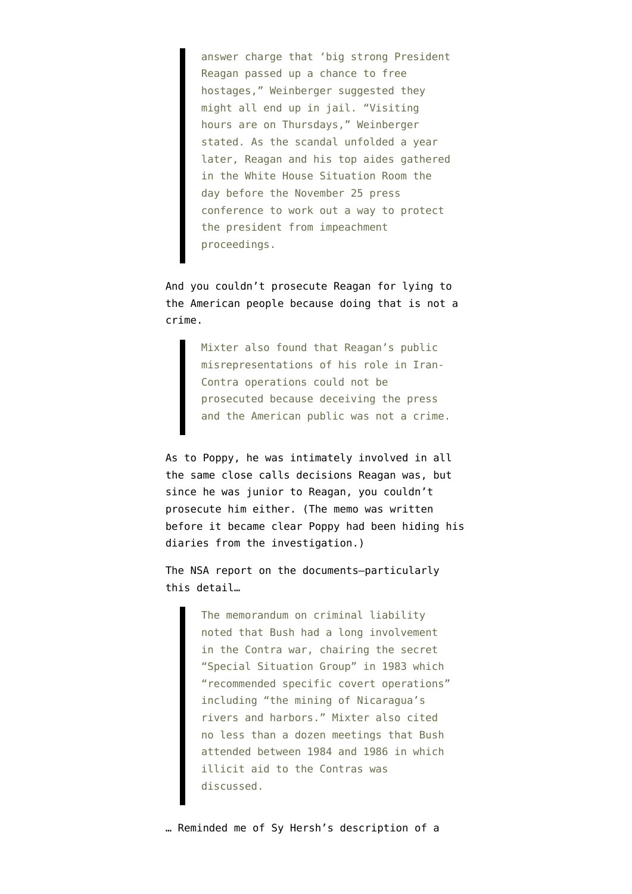> answer charge that 'big strong President Reagan passed up a chance to free hostages," Weinberger suggested they might all end up in jail. "Visiting hours are on Thursdays," Weinberger stated. As the scandal unfolded a year later, Reagan and his top aides gathered in the White House Situation Room the day before the November 25 press conference to work out a way to protect the president from impeachment proceedings.

And you couldn't prosecute Reagan for lying to the American people because doing that is not a crime.

> Mixter also found that Reagan's public misrepresentations of his role in Iran-Contra operations could not be prosecuted because deceiving the press and the American public was not a crime.

As to Poppy, he was intimately involved in all the same close calls decisions Reagan was, but since he was junior to Reagan, you couldn't prosecute him either. (The memo was written before it became clear Poppy had been hiding his diaries from the investigation.)

The NSA report on the documents—particularly this detail…

> The memorandum on criminal liability noted that Bush had a long involvement in the Contra war, chairing the secret "Special Situation Group" in 1983 which "recommended specific covert operations" including "the mining of Nicaragua's rivers and harbors." Mixter also cited no less than a dozen meetings that Bush attended between 1984 and 1986 in which illicit aid to the Contras was discussed.

… Reminded me of Sy Hersh's description of a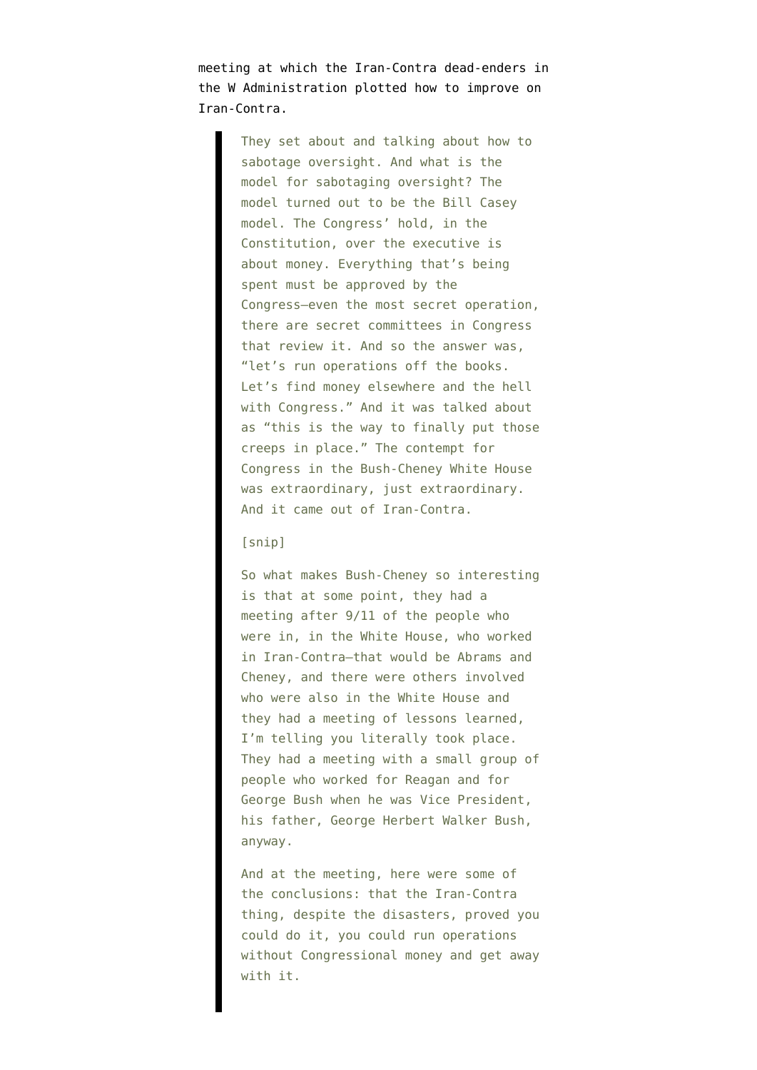meeting at which the Iran-Contra dead-enders in the W Administration plotted how to improve on Iran-Contra.

> They set about and talking about how to sabotage oversight. And what is the model for sabotaging oversight? The model turned out to be the Bill Casey model. The Congress' hold, in the Constitution, over the executive is about money. Everything that's being spent must be approved by the Congress—even the most secret operation, there are secret committees in Congress that review it. And so the answer was, "let's run operations off the books. Let's find money elsewhere and the hell with Congress." And it was talked about as "this is the way to finally put those creeps in place." The contempt for Congress in the Bush-Cheney White House was extraordinary, just extraordinary. And it came out of Iran-Contra.
>
> [snip]
>
> So what makes Bush-Cheney so interesting is that at some point, they had a meeting after 9/11 of the people who were in, in the White House, who worked in Iran-Contra—that would be Abrams and Cheney, and there were others involved who were also in the White House and they had a meeting of lessons learned, I'm telling you literally took place. They had a meeting with a small group of people who worked for Reagan and for George Bush when he was Vice President, his father, George Herbert Walker Bush, anyway.
>
> And at the meeting, here were some of the conclusions: that the Iran-Contra thing, despite the disasters, proved you could do it, you could run operations without Congressional money and get away with it.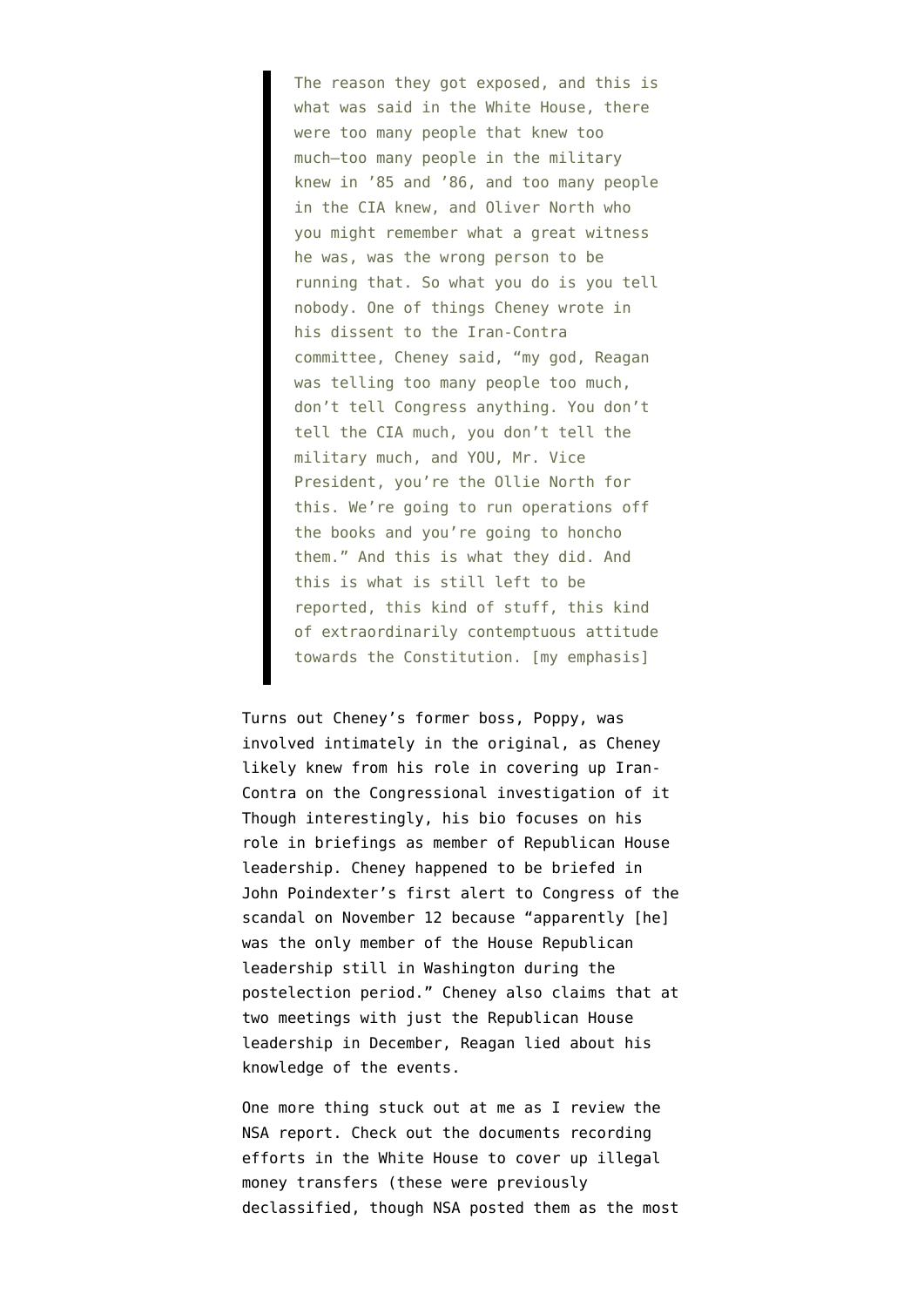> The reason they got exposed, and this is what was said in the White House, there were too many people that knew too much—too many people in the military knew in '85 and '86, and too many people in the CIA knew, and Oliver North who you might remember what a great witness he was, was the wrong person to be running that. So what you do is you tell nobody. One of things Cheney wrote in his dissent to the Iran-Contra committee, Cheney said, "my god, Reagan was telling too many people too much, don't tell Congress anything. You don't tell the CIA much, you don't tell the military much, and YOU, Mr. Vice President, you're the Ollie North for this. We're going to run operations off the books and you're going to honcho them." And this is what they did. And this is what is still left to be reported, this kind of stuff, this kind of extraordinarily contemptuous attitude towards the Constitution. [my emphasis]

Turns out Cheney's former boss, Poppy, was involved intimately in the original, as Cheney likely knew from his role in covering up Iran-Contra on the Congressional investigation of it Though interestingly, his bio focuses on his role in briefings as member of Republican House leadership. Cheney happened to be briefed in John Poindexter's first alert to Congress of the scandal on November 12 because "apparently [he] was the only member of the House Republican leadership still in Washington during the postelection period." Cheney also claims that at two meetings with just the Republican House leadership in December, Reagan lied about his knowledge of the events.

One more thing stuck out at me as I review the NSA report. Check out the documents recording efforts in the White House to cover up illegal money transfers (these were previously declassified, though NSA posted them as the most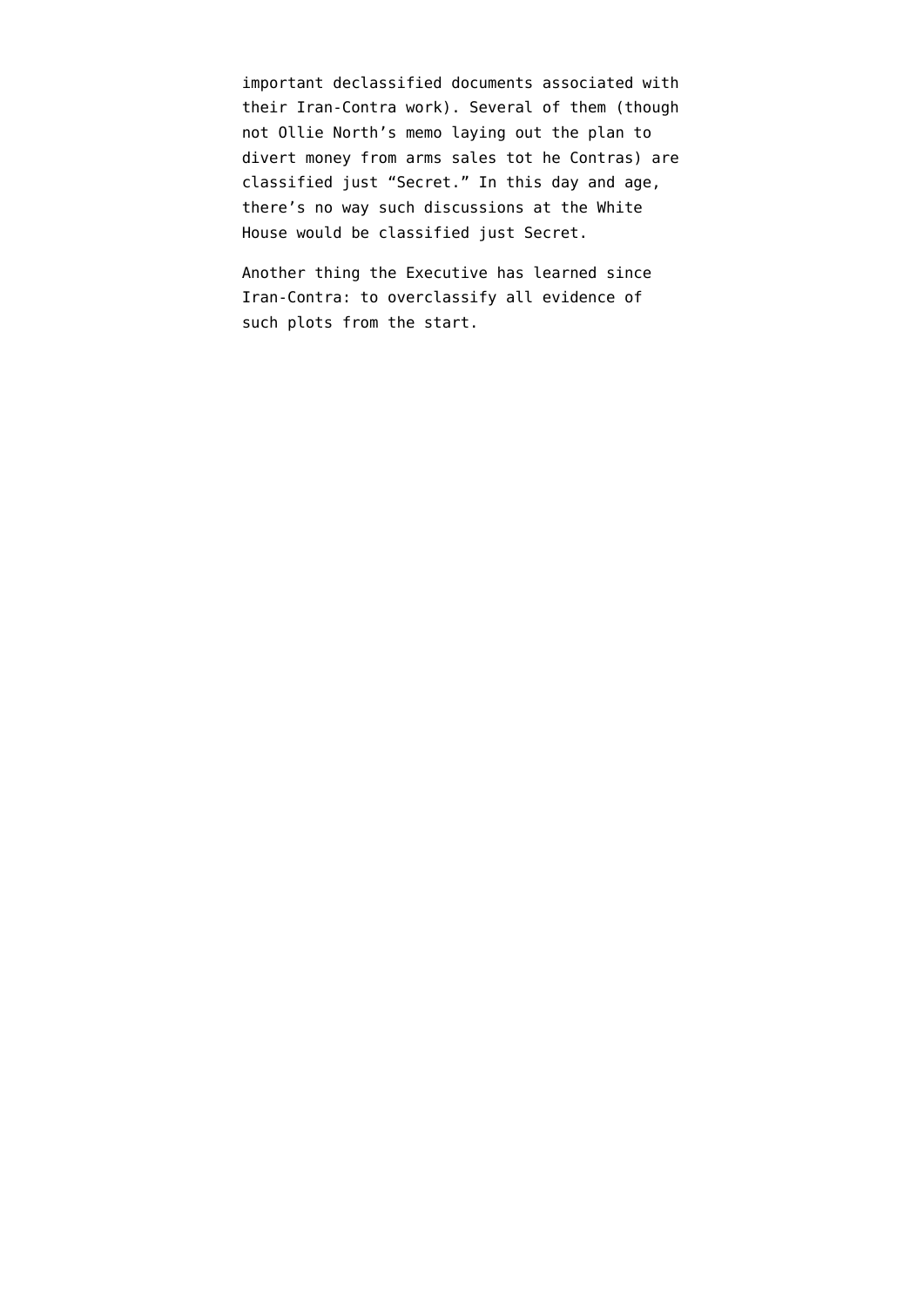important declassified documents associated with their Iran-Contra work). Several of them (though not Ollie North's memo laying out the plan to divert money from arms sales tot he Contras) are classified just "Secret." In this day and age, there's no way such discussions at the White House would be classified just Secret.

Another thing the Executive has learned since Iran-Contra: to overclassify all evidence of such plots from the start.